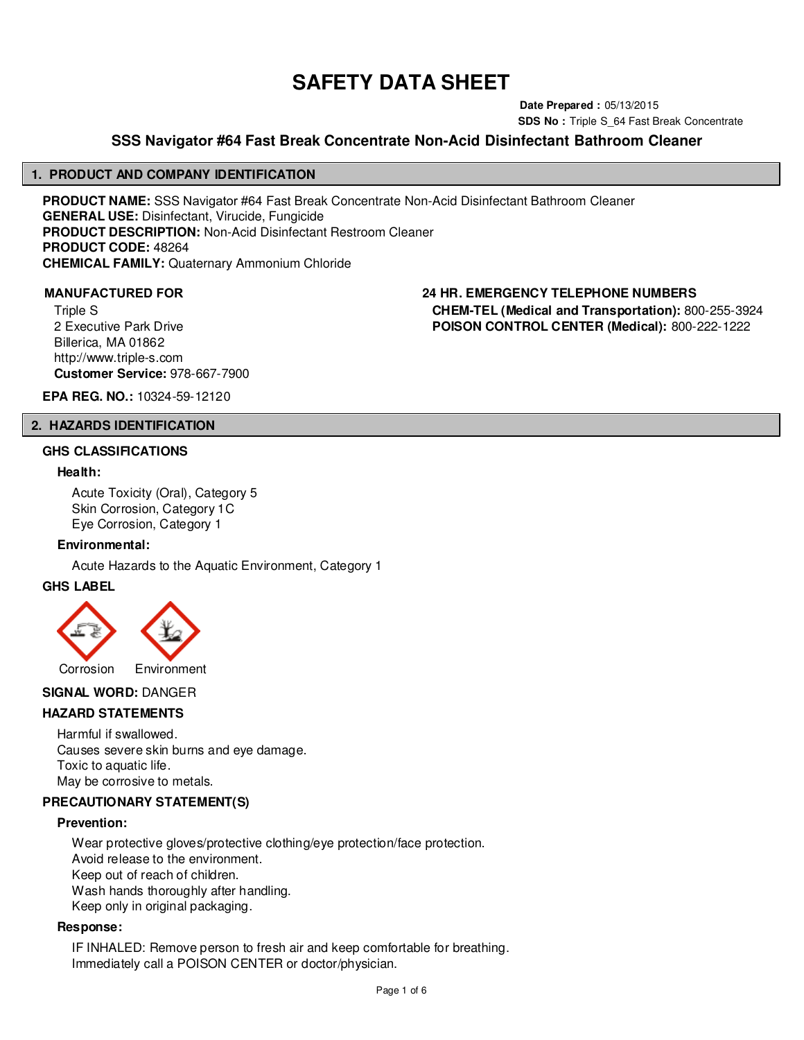# SAFETY DATA SHEET

**Date Prepared :** 05/13/2015
**SDS No :** Triple S_64 Fast Break Concentrate

## SSS Navigator #64 Fast Break Concentrate Non-Acid Disinfectant Bathroom Cleaner

## 1. PRODUCT AND COMPANY IDENTIFICATION

**PRODUCT NAME:** SSS Navigator #64 Fast Break Concentrate Non-Acid Disinfectant Bathroom Cleaner
**GENERAL USE:** Disinfectant, Virucide, Fungicide
**PRODUCT DESCRIPTION:** Non-Acid Disinfectant Restroom Cleaner
**PRODUCT CODE:** 48264
**CHEMICAL FAMILY:** Quaternary Ammonium Chloride

**MANUFACTURED FOR**

Triple S
2 Executive Park Drive
Billerica, MA 01862
http://www.triple-s.com
**Customer Service:** 978-667-7900

**24 HR. EMERGENCY TELEPHONE NUMBERS**

**CHEM-TEL (Medical and Transportation):** 800-255-3924
**POISON CONTROL CENTER (Medical):** 800-222-1222

**EPA REG. NO.:** 10324-59-12120

## 2. HAZARDS IDENTIFICATION

### GHS CLASSIFICATIONS

**Health:**

Acute Toxicity (Oral), Category 5
Skin Corrosion, Category 1C
Eye Corrosion, Category 1

**Environmental:**

Acute Hazards to the Aquatic Environment, Category 1

### GHS LABEL

Corrosion　Environment

**SIGNAL WORD:** DANGER

### HAZARD STATEMENTS

Harmful if swallowed.
Causes severe skin burns and eye damage.
Toxic to aquatic life.
May be corrosive to metals.

### PRECAUTIONARY STATEMENT(S)

**Prevention:**

Wear protective gloves/protective clothing/eye protection/face protection.
Avoid release to the environment.
Keep out of reach of children.
Wash hands thoroughly after handling.
Keep only in original packaging.

**Response:**

IF INHALED: Remove person to fresh air and keep comfortable for breathing.
Immediately call a POISON CENTER or doctor/physician.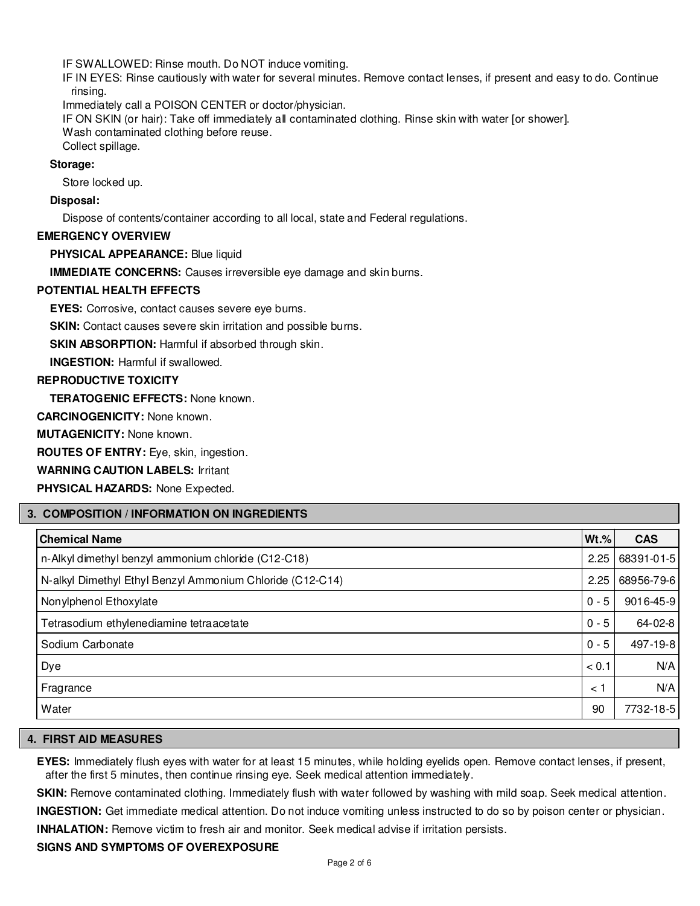IF SWALLOWED: Rinse mouth. Do NOT induce vomiting.
IF IN EYES: Rinse cautiously with water for several minutes. Remove contact lenses, if present and easy to do. Continue rinsing.
Immediately call a POISON CENTER or doctor/physician.
IF ON SKIN (or hair): Take off immediately all contaminated clothing. Rinse skin with water [or shower].
Wash contaminated clothing before reuse.
Collect spillage.

**Storage:**

Store locked up.

**Disposal:**

Dispose of contents/container according to all local, state and Federal regulations.

**EMERGENCY OVERVIEW**

**PHYSICAL APPEARANCE:** Blue liquid

**IMMEDIATE CONCERNS:** Causes irreversible eye damage and skin burns.

**POTENTIAL HEALTH EFFECTS**

**EYES:** Corrosive, contact causes severe eye burns.

**SKIN:** Contact causes severe skin irritation and possible burns.

**SKIN ABSORPTION:** Harmful if absorbed through skin.

**INGESTION:** Harmful if swallowed.

**REPRODUCTIVE TOXICITY**

**TERATOGENIC EFFECTS:** None known.

**CARCINOGENICITY:** None known.

**MUTAGENICITY:** None known.

**ROUTES OF ENTRY:** Eye, skin, ingestion.

**WARNING CAUTION LABELS:** Irritant

**PHYSICAL HAZARDS:** None Expected.

## 3. COMPOSITION / INFORMATION ON INGREDIENTS

| Chemical Name | Wt.% | CAS |
|---|---|---|
| n-Alkyl dimethyl benzyl ammonium chloride (C12-C18) | 2.25 | 68391-01-5 |
| N-alkyl Dimethyl Ethyl Benzyl Ammonium Chloride (C12-C14) | 2.25 | 68956-79-6 |
| Nonylphenol Ethoxylate | 0 - 5 | 9016-45-9 |
| Tetrasodium ethylenediamine tetraacetate | 0 - 5 | 64-02-8 |
| Sodium Carbonate | 0 - 5 | 497-19-8 |
| Dye | < 0.1 | N/A |
| Fragrance | < 1 | N/A |
| Water | 90 | 7732-18-5 |

## 4. FIRST AID MEASURES

**EYES:** Immediately flush eyes with water for at least 15 minutes, while holding eyelids open. Remove contact lenses, if present, after the first 5 minutes, then continue rinsing eye. Seek medical attention immediately.

**SKIN:** Remove contaminated clothing. Immediately flush with water followed by washing with mild soap. Seek medical attention.

**INGESTION:** Get immediate medical attention. Do not induce vomiting unless instructed to do so by poison center or physician.

**INHALATION:** Remove victim to fresh air and monitor. Seek medical advise if irritation persists.

**SIGNS AND SYMPTOMS OF OVEREXPOSURE**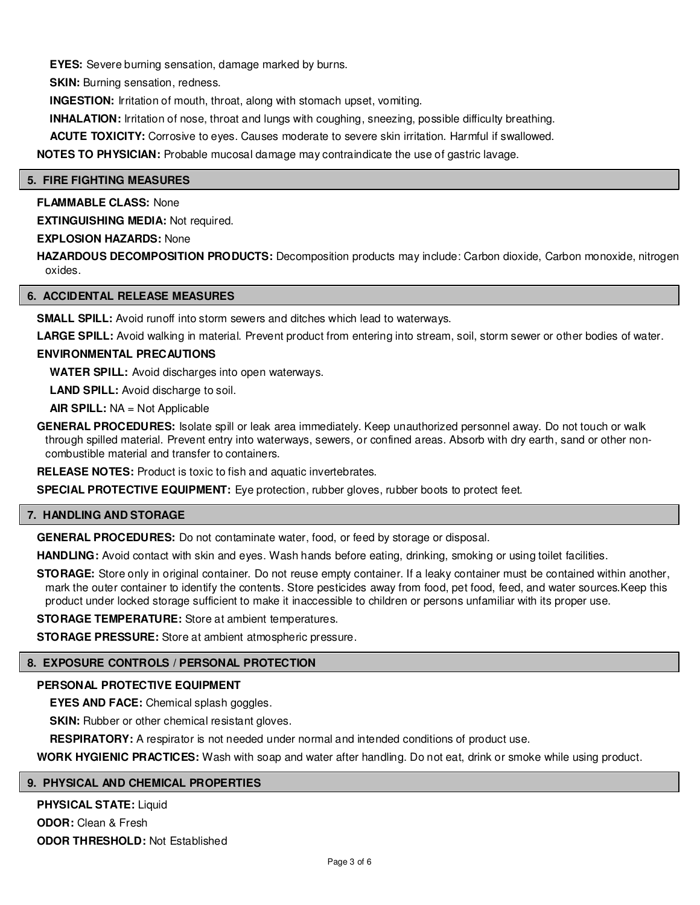**EYES:** Severe burning sensation, damage marked by burns.

**SKIN:** Burning sensation, redness.

**INGESTION:** Irritation of mouth, throat, along with stomach upset, vomiting.

**INHALATION:** Irritation of nose, throat and lungs with coughing, sneezing, possible difficulty breathing.

**ACUTE TOXICITY:** Corrosive to eyes. Causes moderate to severe skin irritation. Harmful if swallowed.

**NOTES TO PHYSICIAN:** Probable mucosal damage may contraindicate the use of gastric lavage.

## 5. FIRE FIGHTING MEASURES

**FLAMMABLE CLASS:** None

**EXTINGUISHING MEDIA:** Not required.

**EXPLOSION HAZARDS:** None

**HAZARDOUS DECOMPOSITION PRODUCTS:** Decomposition products may include: Carbon dioxide, Carbon monoxide, nitrogen oxides.

## 6. ACCIDENTAL RELEASE MEASURES

**SMALL SPILL:** Avoid runoff into storm sewers and ditches which lead to waterways.

**LARGE SPILL:** Avoid walking in material. Prevent product from entering into stream, soil, storm sewer or other bodies of water.

**ENVIRONMENTAL PRECAUTIONS**

**WATER SPILL:** Avoid discharges into open waterways.

**LAND SPILL:** Avoid discharge to soil.

**AIR SPILL:** NA = Not Applicable

**GENERAL PROCEDURES:** Isolate spill or leak area immediately. Keep unauthorized personnel away. Do not touch or walk through spilled material. Prevent entry into waterways, sewers, or confined areas. Absorb with dry earth, sand or other non-combustible material and transfer to containers.

**RELEASE NOTES:** Product is toxic to fish and aquatic invertebrates.

**SPECIAL PROTECTIVE EQUIPMENT:** Eye protection, rubber gloves, rubber boots to protect feet.

## 7. HANDLING AND STORAGE

**GENERAL PROCEDURES:** Do not contaminate water, food, or feed by storage or disposal.

**HANDLING:** Avoid contact with skin and eyes. Wash hands before eating, drinking, smoking or using toilet facilities.

**STORAGE:** Store only in original container. Do not reuse empty container. If a leaky container must be contained within another, mark the outer container to identify the contents. Store pesticides away from food, pet food, feed, and water sources.Keep this product under locked storage sufficient to make it inaccessible to children or persons unfamiliar with its proper use.

**STORAGE TEMPERATURE:** Store at ambient temperatures.

**STORAGE PRESSURE:** Store at ambient atmospheric pressure.

## 8. EXPOSURE CONTROLS / PERSONAL PROTECTION

**PERSONAL PROTECTIVE EQUIPMENT**

**EYES AND FACE:** Chemical splash goggles.

**SKIN:** Rubber or other chemical resistant gloves.

**RESPIRATORY:** A respirator is not needed under normal and intended conditions of product use.

**WORK HYGIENIC PRACTICES:** Wash with soap and water after handling. Do not eat, drink or smoke while using product.

## 9. PHYSICAL AND CHEMICAL PROPERTIES

**PHYSICAL STATE:** Liquid

**ODOR:** Clean & Fresh

**ODOR THRESHOLD:** Not Established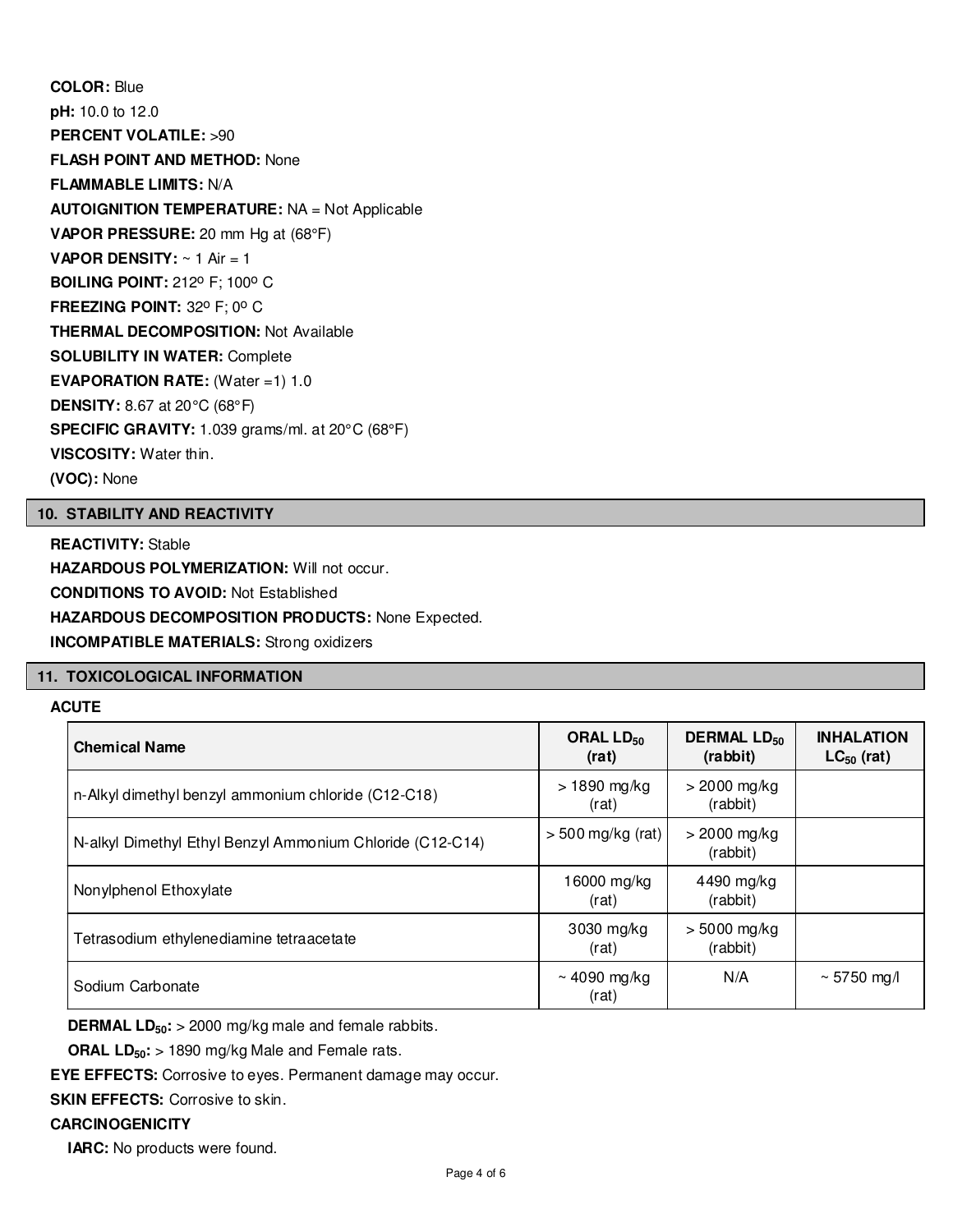**COLOR:** Blue

**pH:** 10.0 to 12.0

**PERCENT VOLATILE:** >90

**FLASH POINT AND METHOD:** None

**FLAMMABLE LIMITS:** N/A

**AUTOIGNITION TEMPERATURE:** NA = Not Applicable

**VAPOR PRESSURE:** 20 mm Hg at (68°F)

**VAPOR DENSITY:** ~ 1 Air = 1

**BOILING POINT:** 212º F; 100º C

**FREEZING POINT:** 32º F; 0º C

**THERMAL DECOMPOSITION:** Not Available

**SOLUBILITY IN WATER:** Complete

**EVAPORATION RATE:** (Water =1) 1.0

**DENSITY:** 8.67 at 20°C (68°F)

**SPECIFIC GRAVITY:** 1.039 grams/ml. at 20°C (68°F)

**VISCOSITY:** Water thin.

**(VOC):** None

## 10. STABILITY AND REACTIVITY

**REACTIVITY:** Stable

**HAZARDOUS POLYMERIZATION:** Will not occur.

**CONDITIONS TO AVOID:** Not Established

**HAZARDOUS DECOMPOSITION PRODUCTS:** None Expected.

**INCOMPATIBLE MATERIALS:** Strong oxidizers

## 11. TOXICOLOGICAL INFORMATION

**ACUTE**

| Chemical Name | ORAL $LD_{50}$ (rat) | DERMAL $LD_{50}$ (rabbit) | INHALATION $LC_{50}$ (rat) |
|---|---|---|---|
| n-Alkyl dimethyl benzyl ammonium chloride (C12-C18) | > 1890 mg/kg (rat) | > 2000 mg/kg (rabbit) | |
| N-alkyl Dimethyl Ethyl Benzyl Ammonium Chloride (C12-C14) | > 500 mg/kg (rat) | > 2000 mg/kg (rabbit) | |
| Nonylphenol Ethoxylate | 16000 mg/kg (rat) | 4490 mg/kg (rabbit) | |
| Tetrasodium ethylenediamine tetraacetate | 3030 mg/kg (rat) | > 5000 mg/kg (rabbit) | |
| Sodium Carbonate | ~ 4090 mg/kg (rat) | N/A | ~ 5750 mg/l |

**DERMAL $LD_{50}$:** > 2000 mg/kg male and female rabbits.

**ORAL $LD_{50}$:** > 1890 mg/kg Male and Female rats.

**EYE EFFECTS:** Corrosive to eyes. Permanent damage may occur.

**SKIN EFFECTS:** Corrosive to skin.

**CARCINOGENICITY**

**IARC:** No products were found.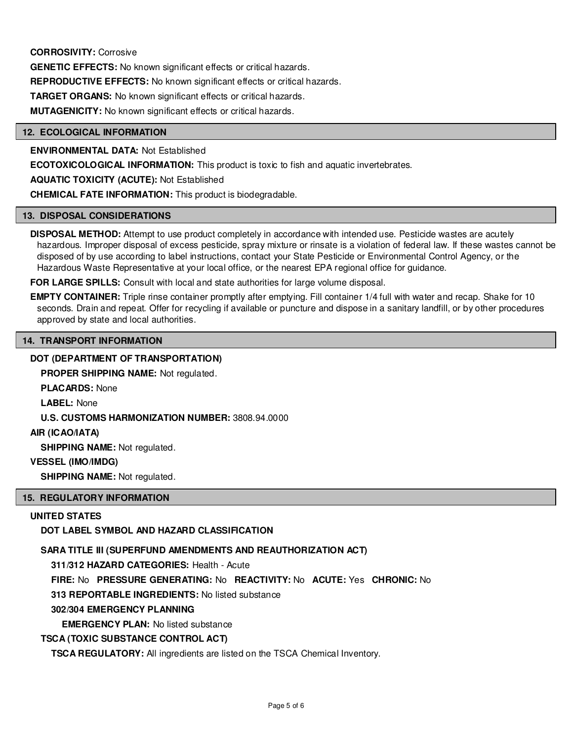**CORROSIVITY:** Corrosive

**GENETIC EFFECTS:** No known significant effects or critical hazards.

**REPRODUCTIVE EFFECTS:** No known significant effects or critical hazards.

**TARGET ORGANS:** No known significant effects or critical hazards.

**MUTAGENICITY:** No known significant effects or critical hazards.

## 12. ECOLOGICAL INFORMATION

**ENVIRONMENTAL DATA:** Not Established

**ECOTOXICOLOGICAL INFORMATION:** This product is toxic to fish and aquatic invertebrates.

**AQUATIC TOXICITY (ACUTE):** Not Established

**CHEMICAL FATE INFORMATION:** This product is biodegradable.

## 13. DISPOSAL CONSIDERATIONS

**DISPOSAL METHOD:** Attempt to use product completely in accordance with intended use. Pesticide wastes are acutely hazardous. Improper disposal of excess pesticide, spray mixture or rinsate is a violation of federal law. If these wastes cannot be disposed of by use according to label instructions, contact your State Pesticide or Environmental Control Agency, or the Hazardous Waste Representative at your local office, or the nearest EPA regional office for guidance.

**FOR LARGE SPILLS:** Consult with local and state authorities for large volume disposal.

**EMPTY CONTAINER:** Triple rinse container promptly after emptying. Fill container 1/4 full with water and recap. Shake for 10 seconds. Drain and repeat. Offer for recycling if available or puncture and dispose in a sanitary landfill, or by other procedures approved by state and local authorities.

## 14. TRANSPORT INFORMATION

**DOT (DEPARTMENT OF TRANSPORTATION)**

**PROPER SHIPPING NAME:** Not regulated.

**PLACARDS:** None

**LABEL:** None

**U.S. CUSTOMS HARMONIZATION NUMBER:** 3808.94.0000

**AIR (ICAO/IATA)**

**SHIPPING NAME:** Not regulated.

**VESSEL (IMO/IMDG)**

**SHIPPING NAME:** Not regulated.

## 15. REGULATORY INFORMATION

**UNITED STATES**

**DOT LABEL SYMBOL AND HAZARD CLASSIFICATION**

**SARA TITLE III (SUPERFUND AMENDMENTS AND REAUTHORIZATION ACT)**

**311/312 HAZARD CATEGORIES:** Health - Acute

**FIRE:** No **PRESSURE GENERATING:** No **REACTIVITY:** No **ACUTE:** Yes **CHRONIC:** No

**313 REPORTABLE INGREDIENTS:** No listed substance

**302/304 EMERGENCY PLANNING**

**EMERGENCY PLAN:** No listed substance

**TSCA (TOXIC SUBSTANCE CONTROL ACT)**

**TSCA REGULATORY:** All ingredients are listed on the TSCA Chemical Inventory.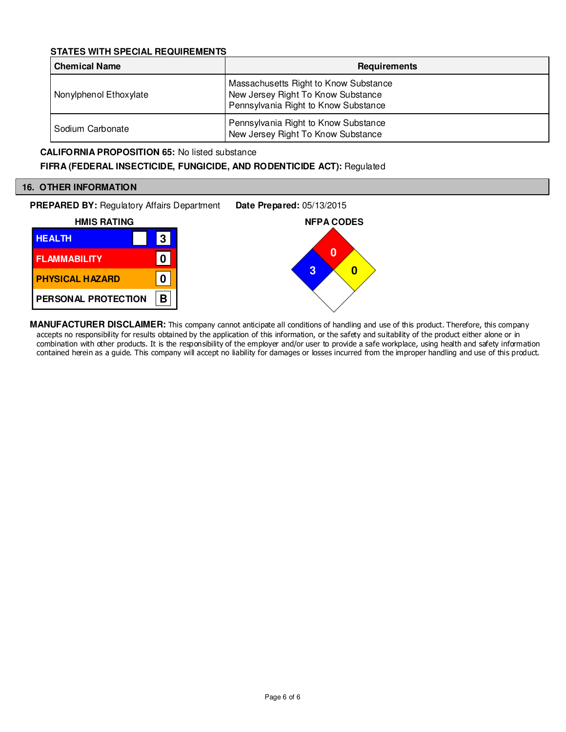**STATES WITH SPECIAL REQUIREMENTS**

| Chemical Name | Requirements |
|---|---|
| Nonylphenol Ethoxylate | Massachusetts Right to Know Substance<br>New Jersey Right To Know Substance<br>Pennsylvania Right to Know Substance |
| Sodium Carbonate | Pennsylvania Right to Know Substance<br>New Jersey Right To Know Substance |

**CALIFORNIA PROPOSITION 65:** No listed substance

**FIFRA (FEDERAL INSECTICIDE, FUNGICIDE, AND RODENTICIDE ACT):** Regulated

## 16. OTHER INFORMATION

**PREPARED BY:** Regulatory Affairs Department **Date Prepared:** 05/13/2015

**HMIS RATING**

| | |
|---|---|
| HEALTH | 3 |
| FLAMMABILITY | 0 |
| PHYSICAL HAZARD | 0 |
| PERSONAL PROTECTION | B |

**NFPA CODES**

0
3
0

**MANUFACTURER DISCLAIMER:** This company cannot anticipate all conditions of handling and use of this product. Therefore, this company accepts no responsibility for results obtained by the application of this information, or the safety and suitability of the product either alone or in combination with other products. It is the responsibility of the employer and/or user to provide a safe workplace, using health and safety information contained herein as a guide. This company will accept no liability for damages or losses incurred from the improper handling and use of this product.